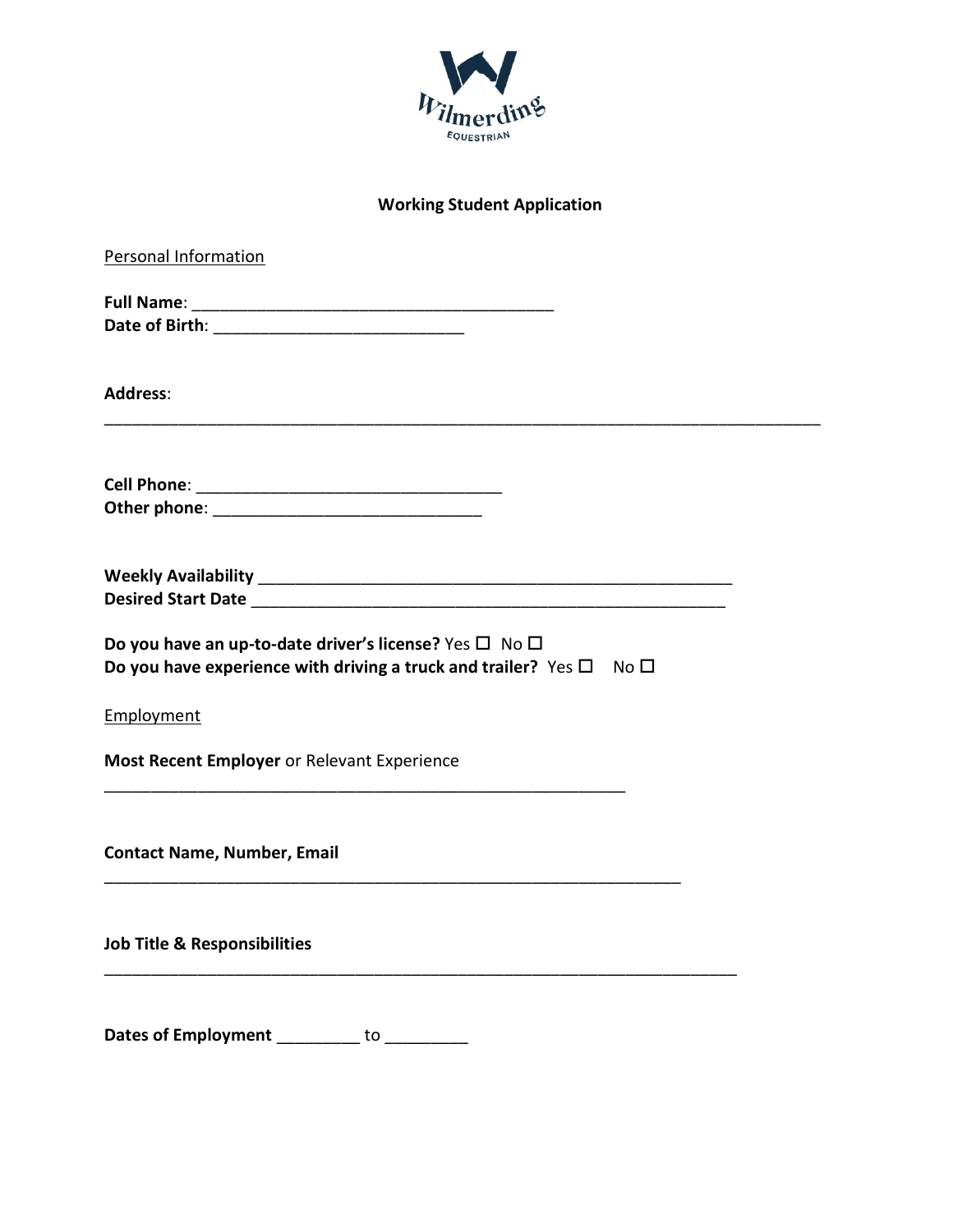Wilmerding EQUESTRIAN

# Working Student Application

<u>Personal Information</u>

**Full Name**: ________________________________________

**Date of Birth**: ____________________________

**Address**:

________________________________________________________________________________

**Cell Phone**: __________________________________

**Other phone**: ______________________________

**Weekly Availability** ____________________________________________________

**Desired Start Date** ____________________________________________________

**Do you have an up-to-date driver's license?** Yes ☐ No ☐

**Do you have experience with driving a truck and trailer?** Yes ☐ No ☐

<u>Employment</u>

**Most Recent Employer** or Relevant Experience

__________________________________________________________

**Contact Name, Number, Email**

________________________________________________________________

**Job Title & Responsibilities**

______________________________________________________________________

**Dates of Employment** _________ to _________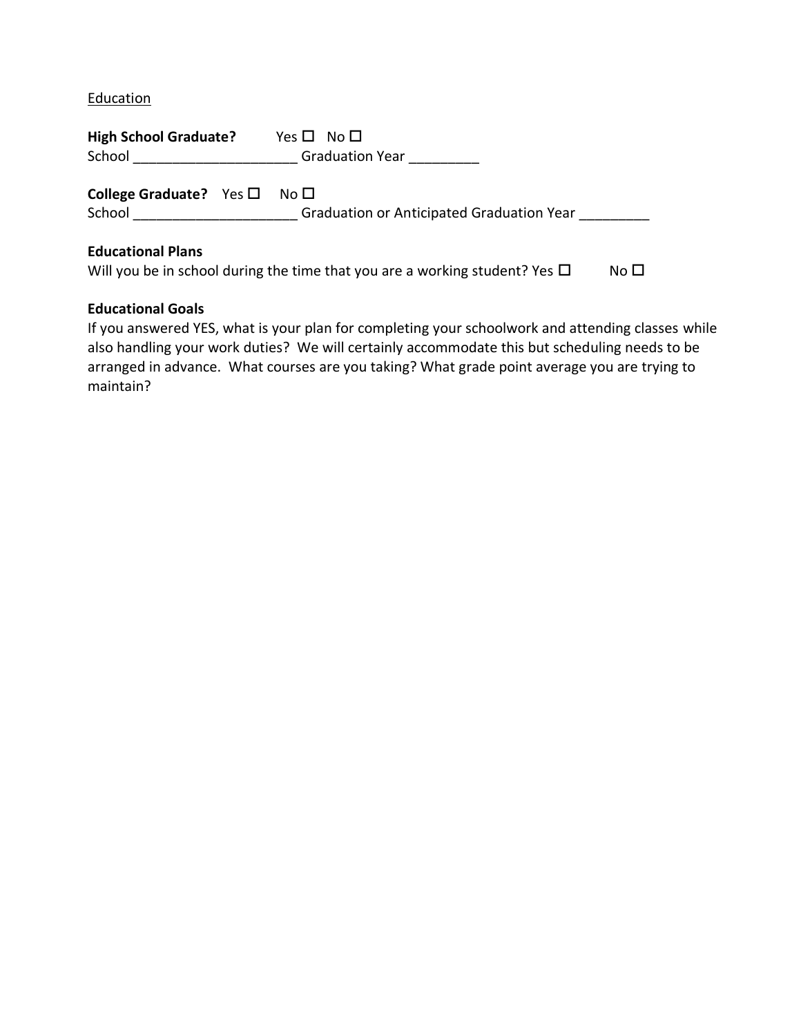<u>Education</u>

**High School Graduate?** Yes ☐ No ☐

School _____________________ Graduation Year _________

**College Graduate?** Yes ☐ No ☐

School _____________________ Graduation or Anticipated Graduation Year _________

**Educational Plans**

Will you be in school during the time that you are a working student? Yes ☐ No ☐

**Educational Goals**

If you answered YES, what is your plan for completing your schoolwork and attending classes while also handling your work duties? We will certainly accommodate this but scheduling needs to be arranged in advance. What courses are you taking? What grade point average you are trying to maintain?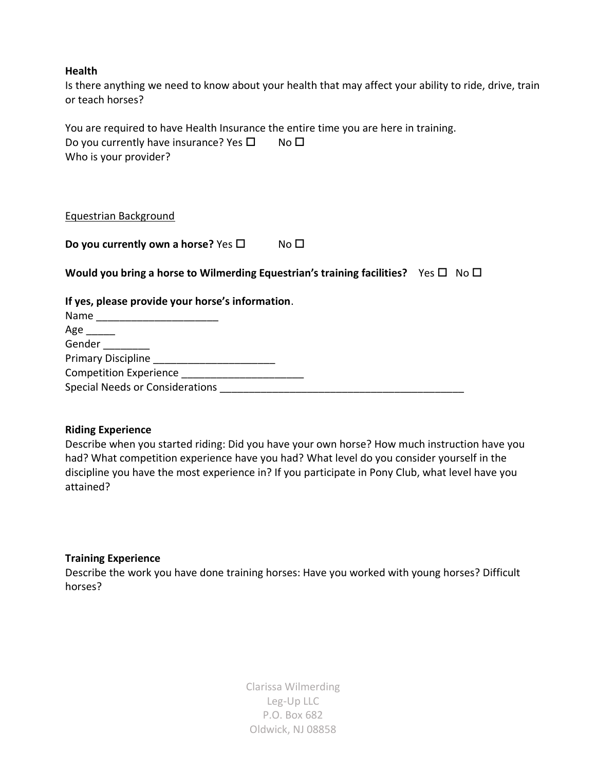**Health**

Is there anything we need to know about your health that may affect your ability to ride, drive, train or teach horses?

You are required to have Health Insurance the entire time you are here in training.
Do you currently have insurance? Yes ☐ No ☐
Who is your provider?

<u>Equestrian Background</u>

**Do you currently own a horse?** Yes ☐ No ☐

**Would you bring a horse to Wilmerding Equestrian's training facilities?** Yes ☐ No ☐

**If yes, please provide your horse's information**.

Name _____________________
Age _____
Gender ________
Primary Discipline _____________________
Competition Experience _____________________
Special Needs or Considerations ___________________________________________

**Riding Experience**

Describe when you started riding: Did you have your own horse? How much instruction have you had? What competition experience have you had? What level do you consider yourself in the discipline you have the most experience in? If you participate in Pony Club, what level have you attained?

**Training Experience**

Describe the work you have done training horses: Have you worked with young horses? Difficult horses?

Clarissa Wilmerding
Leg-Up LLC
P.O. Box 682
Oldwick, NJ 08858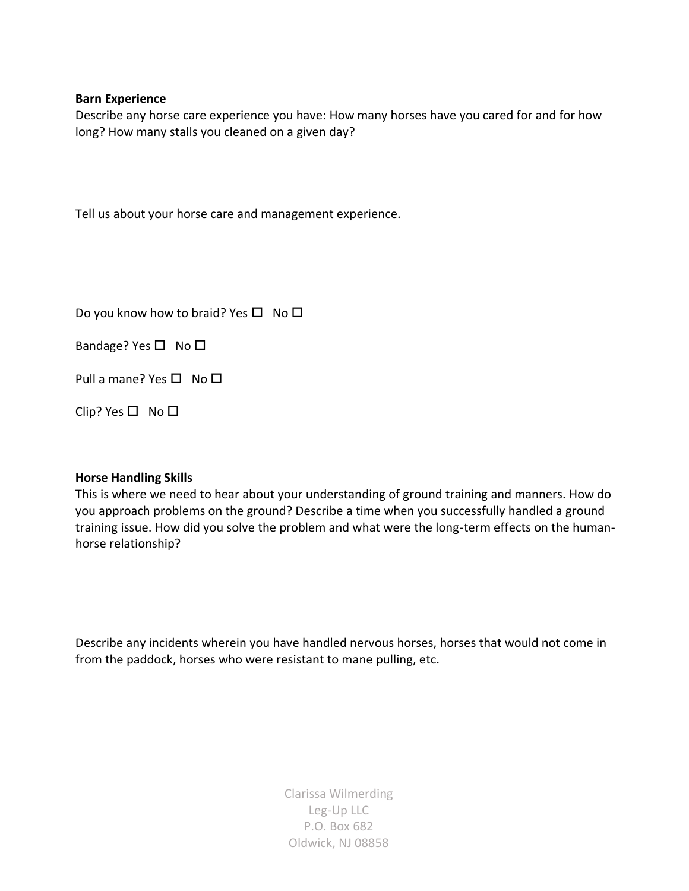**Barn Experience**

Describe any horse care experience you have: How many horses have you cared for and for how long? How many stalls you cleaned on a given day?

Tell us about your horse care and management experience.

Do you know how to braid? Yes ☐ No ☐

Bandage? Yes ☐ No ☐

Pull a mane? Yes ☐ No ☐

Clip? Yes ☐ No ☐

**Horse Handling Skills**

This is where we need to hear about your understanding of ground training and manners. How do you approach problems on the ground? Describe a time when you successfully handled a ground training issue. How did you solve the problem and what were the long-term effects on the human-horse relationship?

Describe any incidents wherein you have handled nervous horses, horses that would not come in from the paddock, horses who were resistant to mane pulling, etc.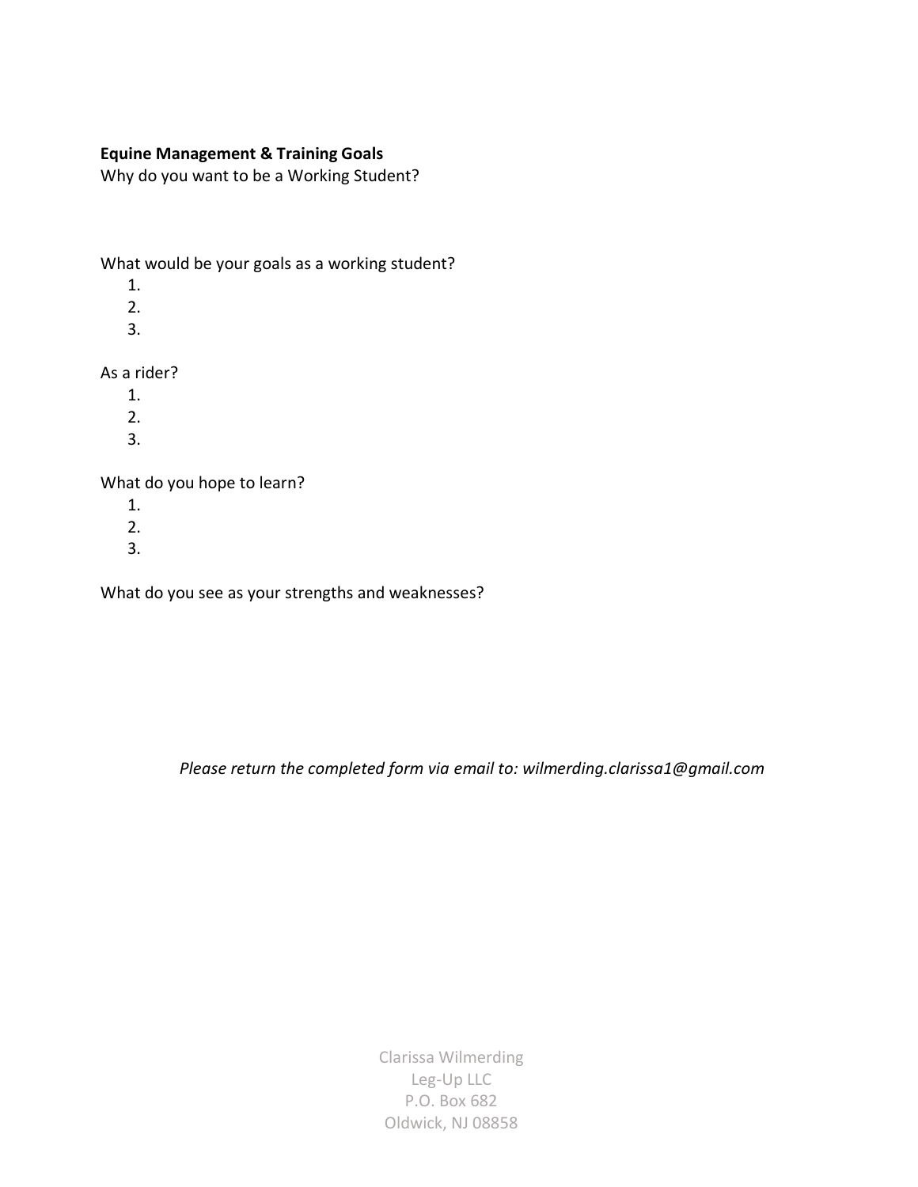**Equine Management & Training Goals**

Why do you want to be a Working Student?

What would be your goals as a working student?

1.
2.
3.

As a rider?

1.
2.
3.

What do you hope to learn?

1.
2.
3.

What do you see as your strengths and weaknesses?

*Please return the completed form via email to: wilmerding.clarissa1@gmail.com*

Clarissa Wilmerding
Leg-Up LLC
P.O. Box 682
Oldwick, NJ 08858